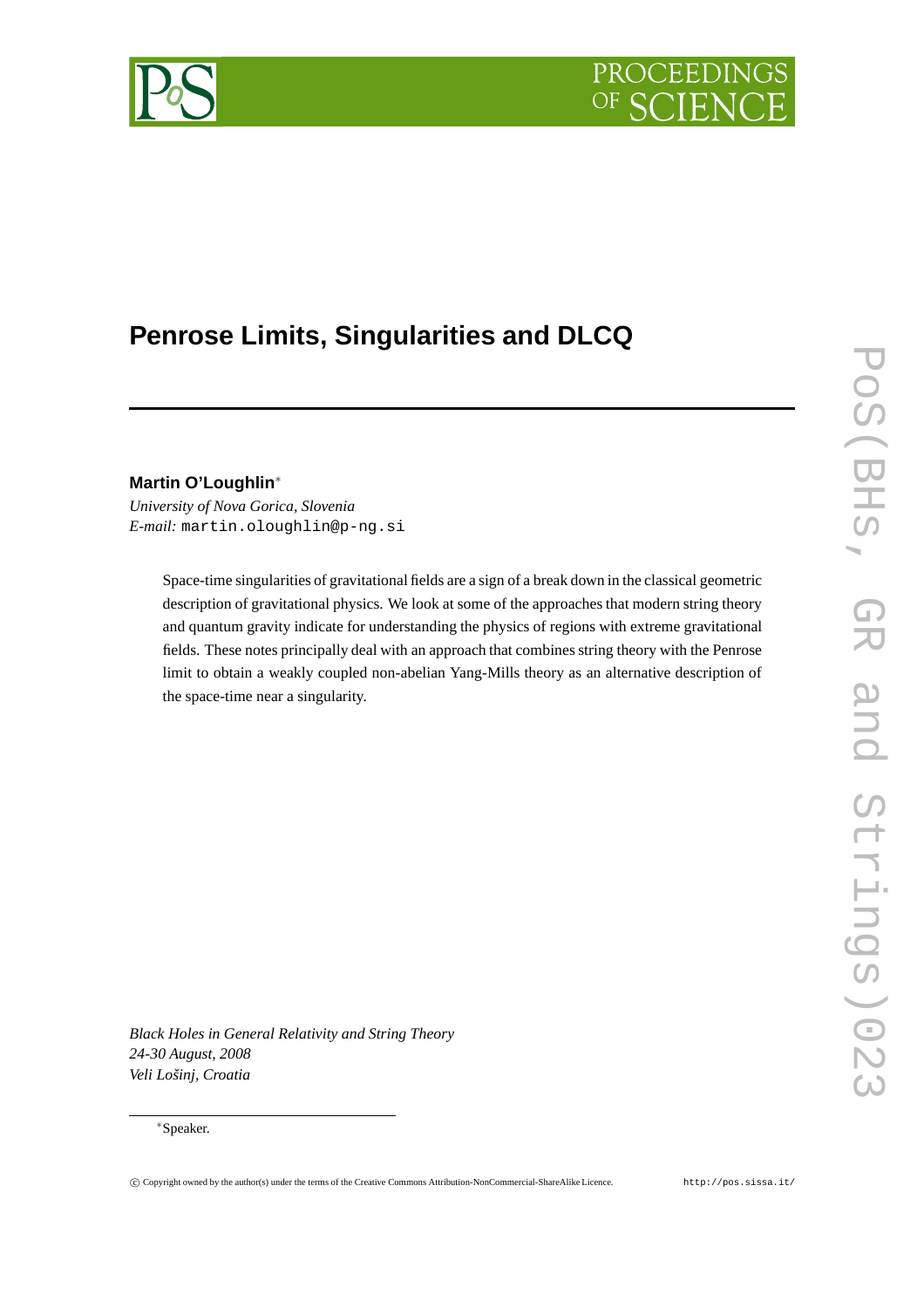# Penrose Limits, Singularities and DLCQ

**Martin O'Loughlin**[*]

*University of Nova Gorica, Slovenia*
*E-mail:* martin.oloughlin@p-ng.si

Space-time singularities of gravitational fields are a sign of a break down in the classical geometric description of gravitational physics. We look at some of the approaches that modern string theory and quantum gravity indicate for understanding the physics of regions with extreme gravitational fields. These notes principally deal with an approach that combines string theory with the Penrose limit to obtain a weakly coupled non-abelian Yang-Mills theory as an alternative description of the space-time near a singularity.

*Black Holes in General Relativity and String Theory*
*24-30 August, 2008*
*Veli Lošinj, Croatia*

[*] Speaker.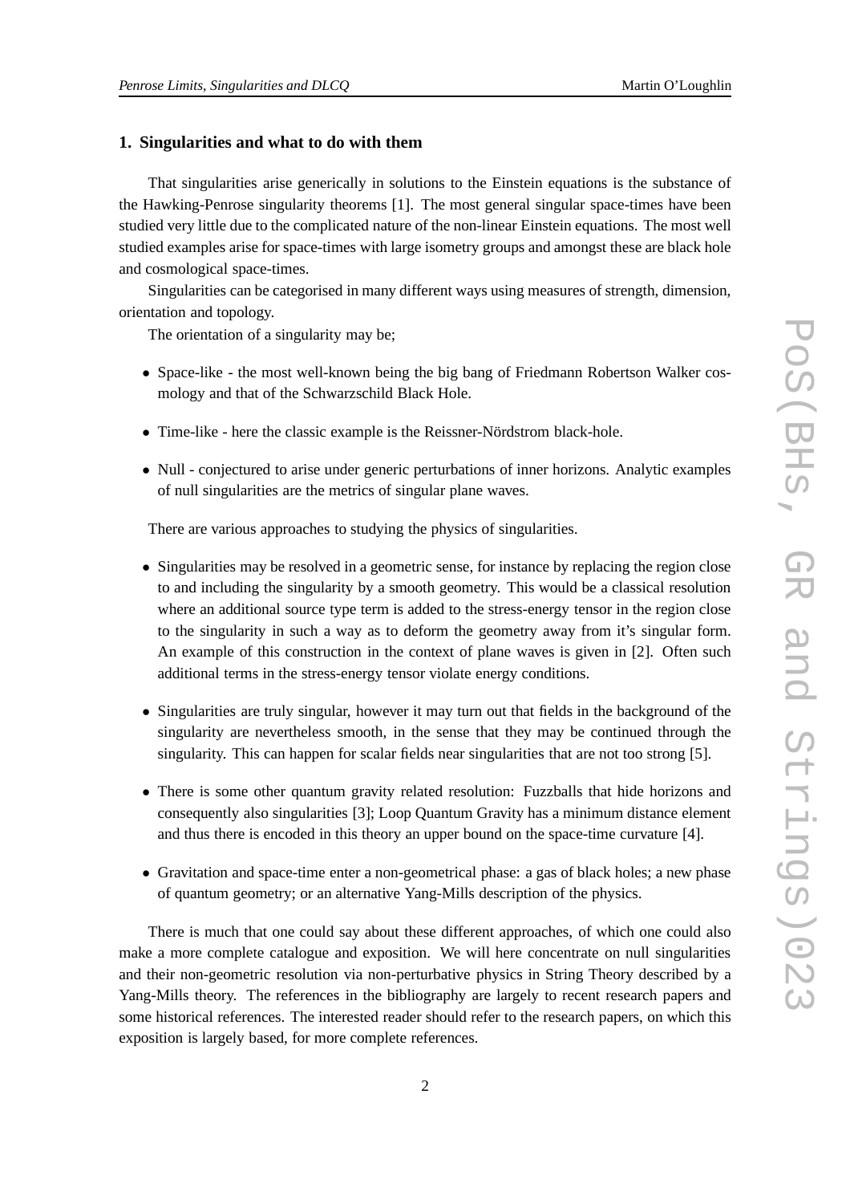## 1. Singularities and what to do with them

That singularities arise generically in solutions to the Einstein equations is the substance of the Hawking-Penrose singularity theorems [1]. The most general singular space-times have been studied very little due to the complicated nature of the non-linear Einstein equations. The most well studied examples arise for space-times with large isometry groups and amongst these are black hole and cosmological space-times.

Singularities can be categorised in many different ways using measures of strength, dimension, orientation and topology.

The orientation of a singularity may be;

- Space-like - the most well-known being the big bang of Friedmann Robertson Walker cosmology and that of the Schwarzschild Black Hole.
- Time-like - here the classic example is the Reissner-Nördstrom black-hole.
- Null - conjectured to arise under generic perturbations of inner horizons. Analytic examples of null singularities are the metrics of singular plane waves.

There are various approaches to studying the physics of singularities.

- Singularities may be resolved in a geometric sense, for instance by replacing the region close to and including the singularity by a smooth geometry. This would be a classical resolution where an additional source type term is added to the stress-energy tensor in the region close to the singularity in such a way as to deform the geometry away from it's singular form. An example of this construction in the context of plane waves is given in [2]. Often such additional terms in the stress-energy tensor violate energy conditions.
- Singularities are truly singular, however it may turn out that fields in the background of the singularity are nevertheless smooth, in the sense that they may be continued through the singularity. This can happen for scalar fields near singularities that are not too strong [5].
- There is some other quantum gravity related resolution: Fuzzballs that hide horizons and consequently also singularities [3]; Loop Quantum Gravity has a minimum distance element and thus there is encoded in this theory an upper bound on the space-time curvature [4].
- Gravitation and space-time enter a non-geometrical phase: a gas of black holes; a new phase of quantum geometry; or an alternative Yang-Mills description of the physics.

There is much that one could say about these different approaches, of which one could also make a more complete catalogue and exposition. We will here concentrate on null singularities and their non-geometric resolution via non-perturbative physics in String Theory described by a Yang-Mills theory. The references in the bibliography are largely to recent research papers and some historical references. The interested reader should refer to the research papers, on which this exposition is largely based, for more complete references.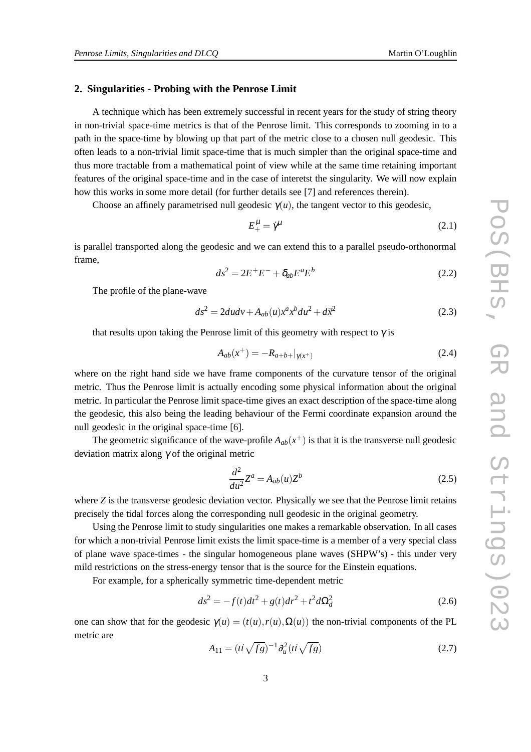## 2. Singularities - Probing with the Penrose Limit

A technique which has been extremely successful in recent years for the study of string theory in non-trivial space-time metrics is that of the Penrose limit. This corresponds to zooming in to a path in the space-time by blowing up that part of the metric close to a chosen null geodesic. This often leads to a non-trivial limit space-time that is much simpler than the original space-time and thus more tractable from a mathematical point of view while at the same time retaining important features of the original space-time and in the case of interetst the singularity. We will now explain how this works in some more detail (for further details see [7] and references therein).

Choose an affinely parametrised null geodesic $\gamma(u)$, the tangent vector to this geodesic,

$$E_+^{\mu} = \dot{\gamma}^{\mu} \tag{2.1}$$

is parallel transported along the geodesic and we can extend this to a parallel pseudo-orthonormal frame,

$$ds^2 = 2E^+E^- + \delta_{ab}E^aE^b \tag{2.2}$$

The profile of the plane-wave

$$ds^2 = 2dudv + A_{ab}(u)x^ax^bdu^2 + d\vec{x}^2 \tag{2.3}$$

that results upon taking the Penrose limit of this geometry with respect to $\gamma$ is

$$A_{ab}(x^+) = -R_{a+b+}|_{\gamma(x^+)} \tag{2.4}$$

where on the right hand side we have frame components of the curvature tensor of the original metric. Thus the Penrose limit is actually encoding some physical information about the original metric. In particular the Penrose limit space-time gives an exact description of the space-time along the geodesic, this also being the leading behaviour of the Fermi coordinate expansion around the null geodesic in the original space-time [6].

The geometric significance of the wave-profile $A_{ab}(x^+)$ is that it is the transverse null geodesic deviation matrix along $\gamma$ of the original metric

$$\frac{d^2}{du^2}Z^a = A_{ab}(u)Z^b \tag{2.5}$$

where $Z$ is the transverse geodesic deviation vector. Physically we see that the Penrose limit retains precisely the tidal forces along the corresponding null geodesic in the original geometry.

Using the Penrose limit to study singularities one makes a remarkable observation. In all cases for which a non-trivial Penrose limit exists the limit space-time is a member of a very special class of plane wave space-times - the singular homogeneous plane waves (SHPW's) - this under very mild restrictions on the stress-energy tensor that is the source for the Einstein equations.

For example, for a spherically symmetric time-dependent metric

$$ds^2 = -f(t)dt^2 + g(t)dr^2 + t^2d\Omega_d^2 \tag{2.6}$$

one can show that for the geodesic $\gamma(u) = (t(u), r(u), \Omega(u))$ the non-trivial components of the PL metric are

$$A_{11} = (t\dot{t}\sqrt{fg})^{-1}\partial_u^2(t\dot{t}\sqrt{fg}) \tag{2.7}$$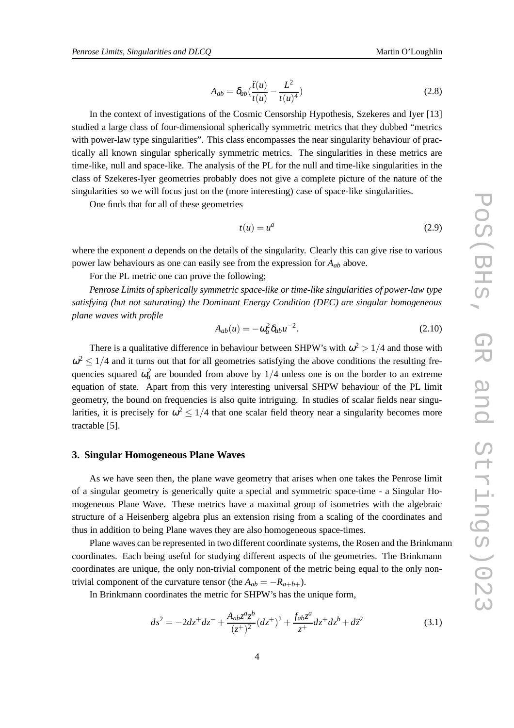$$A_{ab} = \delta_{ab}\left(\frac{\ddot{t}(u)}{t(u)} - \frac{L^2}{t(u)^4}\right) \tag{2.8}$$

In the context of investigations of the Cosmic Censorship Hypothesis, Szekeres and Iyer [13] studied a large class of four-dimensional spherically symmetric metrics that they dubbed "metrics with power-law type singularities". This class encompasses the near singularity behaviour of practically all known singular spherically symmetric metrics. The singularities in these metrics are time-like, null and space-like. The analysis of the PL for the null and time-like singularities in the class of Szekeres-Iyer geometries probably does not give a complete picture of the nature of the singularities so we will focus just on the (more interesting) case of space-like singularities.

One finds that for all of these geometries

$$t(u) = u^a \tag{2.9}$$

where the exponent $a$ depends on the details of the singularity. Clearly this can give rise to various power law behaviours as one can easily see from the expression for $A_{ab}$ above.

For the PL metric one can prove the following;

*Penrose Limits of spherically symmetric space-like or time-like singularities of power-law type satisfying (but not saturating) the Dominant Energy Condition (DEC) are singular homogeneous plane waves with profile*

$$A_{ab}(u) = -\omega_a^2 \delta_{ab} u^{-2}. \tag{2.10}$$

There is a qualitative difference in behaviour between SHPW's with $\omega^2 > 1/4$ and those with $\omega^2 \leq 1/4$ and it turns out that for all geometries satisfying the above conditions the resulting frequencies squared $\omega_a^2$ are bounded from above by $1/4$ unless one is on the border to an extreme equation of state. Apart from this very interesting universal SHPW behaviour of the PL limit geometry, the bound on frequencies is also quite intriguing. In studies of scalar fields near singularities, it is precisely for $\omega^2 \leq 1/4$ that one scalar field theory near a singularity becomes more tractable [5].

## 3. Singular Homogeneous Plane Waves

As we have seen then, the plane wave geometry that arises when one takes the Penrose limit of a singular geometry is generically quite a special and symmetric space-time - a Singular Homogeneous Plane Wave. These metrics have a maximal group of isometries with the algebraic structure of a Heisenberg algebra plus an extension rising from a scaling of the coordinates and thus in addition to being Plane waves they are also homogeneous space-times.

Plane waves can be represented in two different coordinate systems, the Rosen and the Brinkmann coordinates. Each being useful for studying different aspects of the geometries. The Brinkmann coordinates are unique, the only non-trivial component of the metric being equal to the only non-trivial component of the curvature tensor (the $A_{ab} = -R_{a+b+}$).

In Brinkmann coordinates the metric for SHPW's has the unique form,

$$ds^2 = -2dz^+dz^- + \frac{A_{ab}z^a z^b}{(z^+)^2}(dz^+)^2 + \frac{f_{ab}z^a}{z^+}dz^+dz^b + d\vec{z}^2 \tag{3.1}$$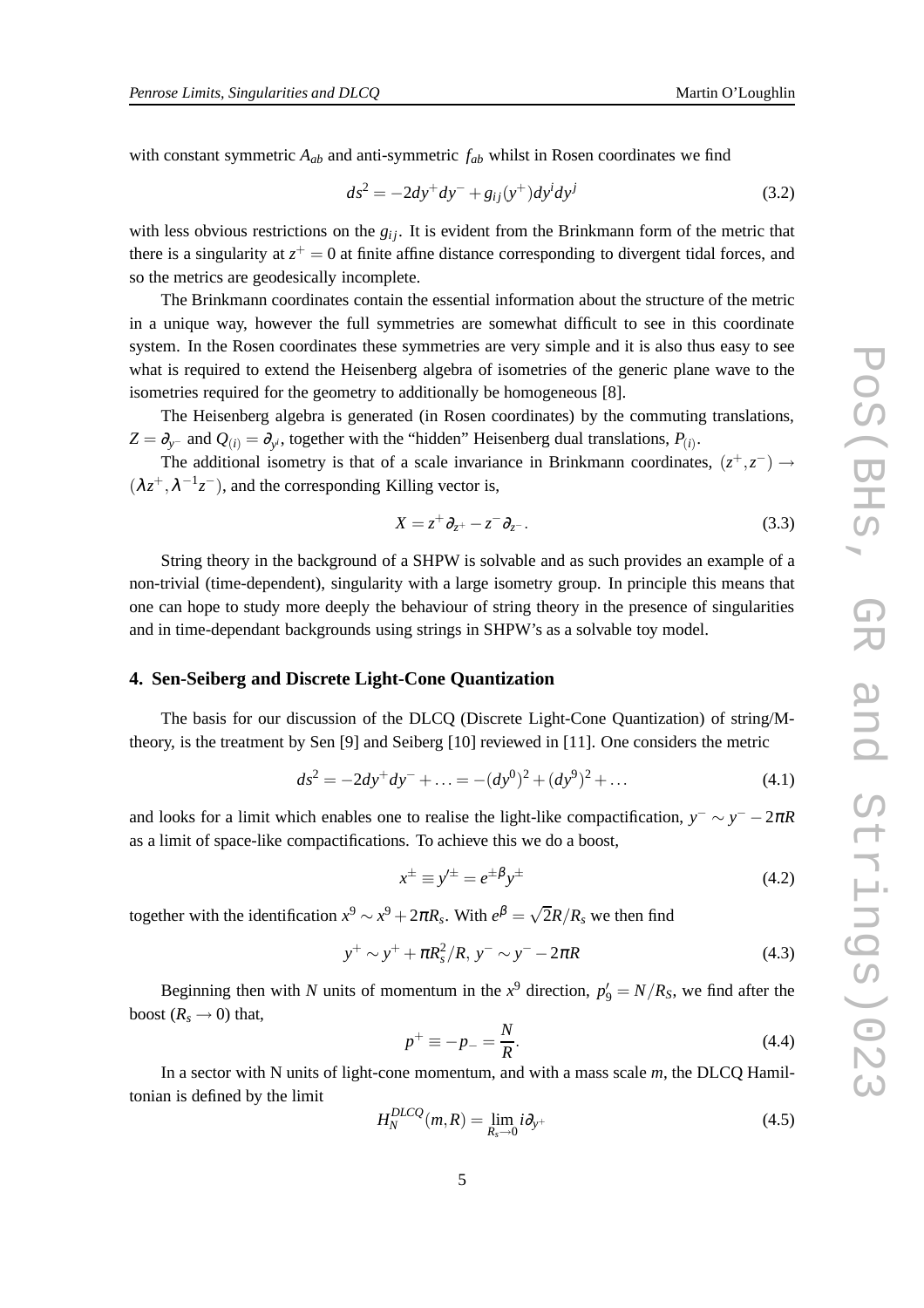with constant symmetric $A_{ab}$ and anti-symmetric $f_{ab}$ whilst in Rosen coordinates we find

$$ds^2 = -2dy^+dy^- + g_{ij}(y^+)dy^i dy^j \tag{3.2}$$

with less obvious restrictions on the $g_{ij}$. It is evident from the Brinkmann form of the metric that there is a singularity at $z^+ = 0$ at finite affine distance corresponding to divergent tidal forces, and so the metrics are geodesically incomplete.

The Brinkmann coordinates contain the essential information about the structure of the metric in a unique way, however the full symmetries are somewhat difficult to see in this coordinate system. In the Rosen coordinates these symmetries are very simple and it is also thus easy to see what is required to extend the Heisenberg algebra of isometries of the generic plane wave to the isometries required for the geometry to additionally be homogeneous [8].

The Heisenberg algebra is generated (in Rosen coordinates) by the commuting translations, $Z = \partial_{y^-}$ and $Q_{(i)} = \partial_{y^i}$, together with the "hidden" Heisenberg dual translations, $P_{(i)}$.

The additional isometry is that of a scale invariance in Brinkmann coordinates, $(z^+, z^-) \to (\lambda z^+, \lambda^{-1} z^-)$, and the corresponding Killing vector is,

$$X = z^+\partial_{z^+} - z^-\partial_{z^-}. \tag{3.3}$$

String theory in the background of a SHPW is solvable and as such provides an example of a non-trivial (time-dependent), singularity with a large isometry group. In principle this means that one can hope to study more deeply the behaviour of string theory in the presence of singularities and in time-dependant backgrounds using strings in SHPW's as a solvable toy model.

## 4. Sen-Seiberg and Discrete Light-Cone Quantization

The basis for our discussion of the DLCQ (Discrete Light-Cone Quantization) of string/M-theory, is the treatment by Sen [9] and Seiberg [10] reviewed in [11]. One considers the metric

$$ds^2 = -2dy^+dy^- + \ldots = -(dy^0)^2 + (dy^9)^2 + \ldots \tag{4.1}$$

and looks for a limit which enables one to realise the light-like compactification, $y^- \sim y^- - 2\pi R$ as a limit of space-like compactifications. To achieve this we do a boost,

$$x^\pm \equiv y'^\pm = e^{\pm\beta} y^\pm \tag{4.2}$$

together with the identification $x^9 \sim x^9 + 2\pi R_s$. With $e^\beta = \sqrt{2}R/R_s$ we then find

$$y^+ \sim y^+ + \pi R_s^2/R,\; y^- \sim y^- - 2\pi R \tag{4.3}$$

Beginning then with $N$ units of momentum in the $x^9$ direction, $p'_9 = N/R_S$, we find after the boost ($R_s \to 0$) that,

$$p^+ \equiv -p_- = \frac{N}{R}. \tag{4.4}$$

In a sector with N units of light-cone momentum, and with a mass scale $m$, the DLCQ Hamiltonian is defined by the limit

$$H_N^{DLCQ}(m,R) = \lim_{R_s \to 0} i\partial_{y^+} \tag{4.5}$$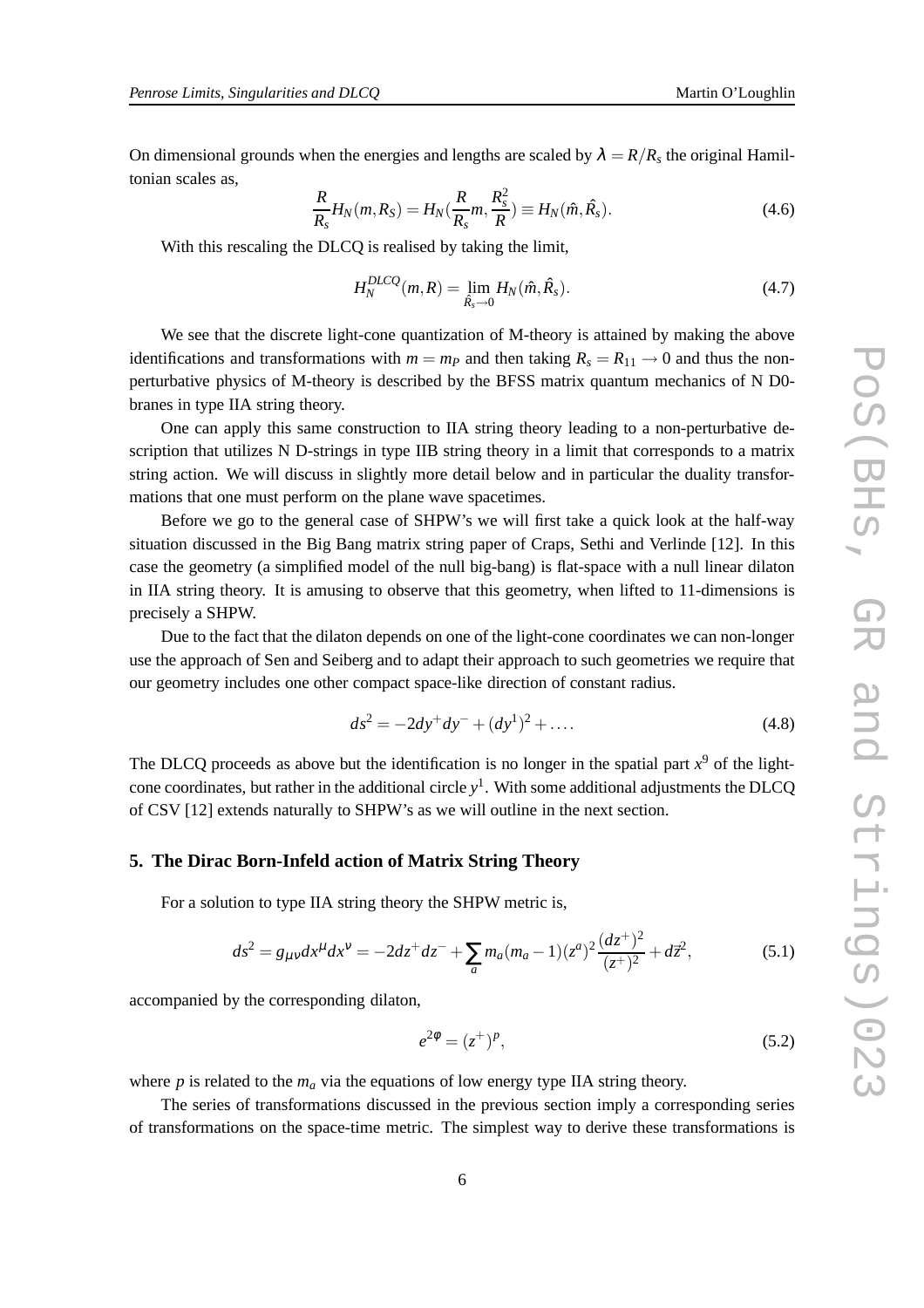On dimensional grounds when the energies and lengths are scaled by $\lambda = R/R_s$ the original Hamiltonian scales as,

$$\frac{R}{R_s} H_N(m, R_S) = H_N(\frac{R}{R_s} m, \frac{R_s^2}{R}) \equiv H_N(\hat{m}, \hat{R}_s). \tag{4.6}$$

With this rescaling the DLCQ is realised by taking the limit,

$$H_N^{DLCQ}(m, R) = \lim_{\hat{R}_s \to 0} H_N(\hat{m}, \hat{R}_s). \tag{4.7}$$

We see that the discrete light-cone quantization of M-theory is attained by making the above identifications and transformations with $m = m_P$ and then taking $R_s = R_{11} \to 0$ and thus the non-perturbative physics of M-theory is described by the BFSS matrix quantum mechanics of N D0-branes in type IIA string theory.

One can apply this same construction to IIA string theory leading to a non-perturbative description that utilizes N D-strings in type IIB string theory in a limit that corresponds to a matrix string action. We will discuss in slightly more detail below and in particular the duality transformations that one must perform on the plane wave spacetimes.

Before we go to the general case of SHPW's we will first take a quick look at the half-way situation discussed in the Big Bang matrix string paper of Craps, Sethi and Verlinde [12]. In this case the geometry (a simplified model of the null big-bang) is flat-space with a null linear dilaton in IIA string theory. It is amusing to observe that this geometry, when lifted to 11-dimensions is precisely a SHPW.

Due to the fact that the dilaton depends on one of the light-cone coordinates we can non-longer use the approach of Sen and Seiberg and to adapt their approach to such geometries we require that our geometry includes one other compact space-like direction of constant radius.

$$ds^2 = -2dy^+ dy^- + (dy^1)^2 + \dots. \tag{4.8}$$

The DLCQ proceeds as above but the identification is no longer in the spatial part $x^9$ of the light-cone coordinates, but rather in the additional circle $y^1$. With some additional adjustments the DLCQ of CSV [12] extends naturally to SHPW's as we will outline in the next section.

## 5. The Dirac Born-Infeld action of Matrix String Theory

For a solution to type IIA string theory the SHPW metric is,

$$ds^2 = g_{\mu\nu} dx^\mu dx^\nu = -2dz^+ dz^- + \sum_a m_a(m_a - 1)(z^a)^2 \frac{(dz^+)^2}{(z^+)^2} + d\vec{z}^2, \tag{5.1}$$

accompanied by the corresponding dilaton,

$$e^{2\phi} = (z^+)^p, \tag{5.2}$$

where $p$ is related to the $m_a$ via the equations of low energy type IIA string theory.

The series of transformations discussed in the previous section imply a corresponding series of transformations on the space-time metric. The simplest way to derive these transformations is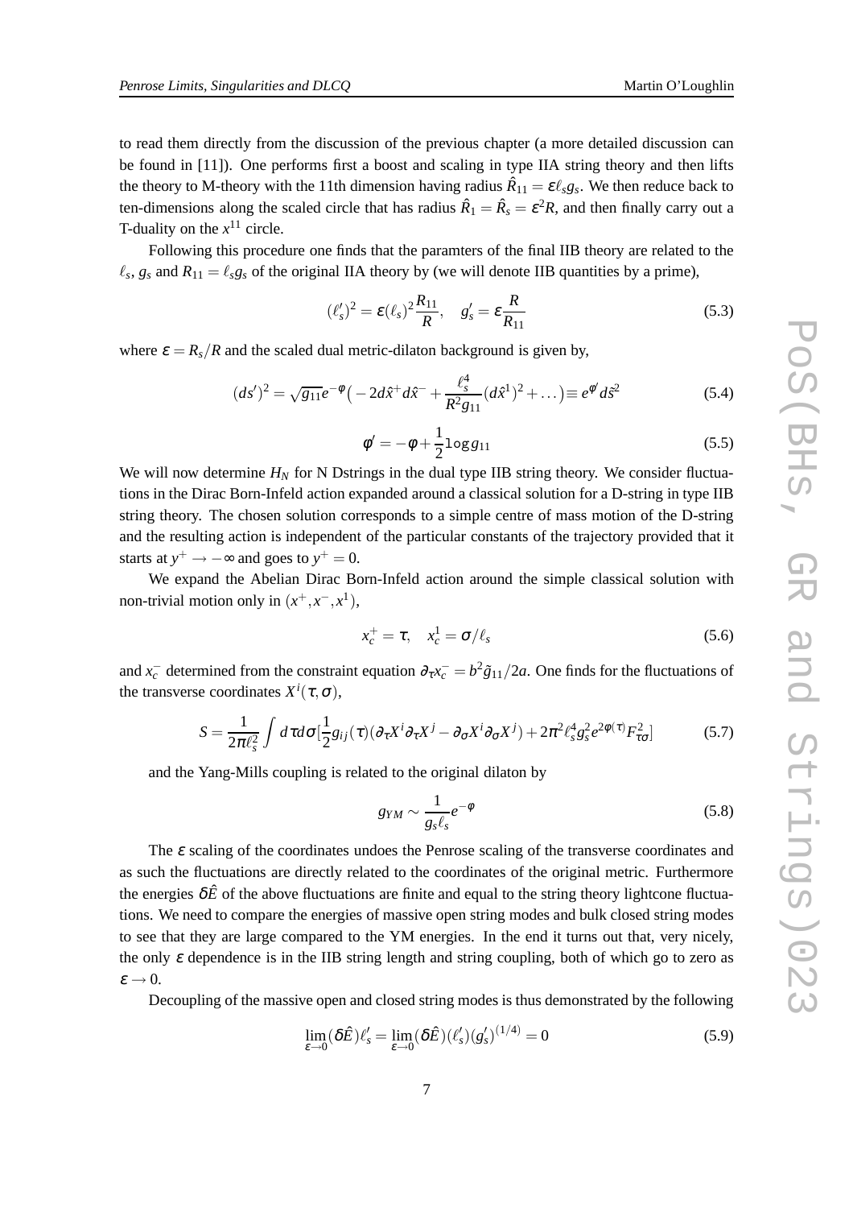to read them directly from the discussion of the previous chapter (a more detailed discussion can be found in [11]). One performs first a boost and scaling in type IIA string theory and then lifts the theory to M-theory with the 11th dimension having radius $\hat{R}_{11} = \varepsilon \ell_s g_s$. We then reduce back to ten-dimensions along the scaled circle that has radius $\hat{R}_1 = \hat{R}_s = \varepsilon^2 R$, and then finally carry out a T-duality on the $x^{11}$ circle.

Following this procedure one finds that the paramters of the final IIB theory are related to the $\ell_s$, $g_s$ and $R_{11} = \ell_s g_s$ of the original IIA theory by (we will denote IIB quantities by a prime),

$$(\ell_s')^2 = \varepsilon(\ell_s)^2 \frac{R_{11}}{R}, \quad g_s' = \varepsilon \frac{R}{R_{11}} \tag{5.3}$$

where $\varepsilon = R_s/R$ and the scaled dual metric-dilaton background is given by,

$$(ds')^2 = \sqrt{g_{11}} e^{-\phi}\big(-2d\hat{x}^+ d\hat{x}^- + \frac{\ell_s^4}{R^2 g_{11}}(d\hat{x}^1)^2 + \dots\big) \equiv e^{\phi'} d\hat{s}^2 \tag{5.4}$$

$$\phi' = -\phi + \frac{1}{2}\log g_{11} \tag{5.5}$$

We will now determine $H_N$ for N Dstrings in the dual type IIB string theory. We consider fluctuations in the Dirac Born-Infeld action expanded around a classical solution for a D-string in type IIB string theory. The chosen solution corresponds to a simple centre of mass motion of the D-string and the resulting action is independent of the particular constants of the trajectory provided that it starts at $y^+ \to -\infty$ and goes to $y^+ = 0$.

We expand the Abelian Dirac Born-Infeld action around the simple classical solution with non-trivial motion only in $(x^+, x^-, x^1)$,

$$x_c^+ = \tau, \quad x_c^1 = \sigma/\ell_s \tag{5.6}$$

and $x_c^-$ determined from the constraint equation $\partial_\tau x_c^- = b^2 \tilde{g}_{11}/2a$. One finds for the fluctuations of the transverse coordinates $X^i(\tau, \sigma)$,

$$S = \frac{1}{2\pi\ell_s^2}\int d\tau d\sigma \big[\frac{1}{2} g_{ij}(\tau)(\partial_\tau X^i \partial_\tau X^j - \partial_\sigma X^i \partial_\sigma X^j) + 2\pi^2 \ell_s^4 g_s^2 e^{2\phi(\tau)} F_{\tau\sigma}^2\big] \tag{5.7}$$

and the Yang-Mills coupling is related to the original dilaton by

$$g_{YM} \sim \frac{1}{g_s \ell_s} e^{-\phi} \tag{5.8}$$

The $\varepsilon$ scaling of the coordinates undoes the Penrose scaling of the transverse coordinates and as such the fluctuations are directly related to the coordinates of the original metric. Furthermore the energies $\delta\hat{E}$ of the above fluctuations are finite and equal to the string theory lightcone fluctuations. We need to compare the energies of massive open string modes and bulk closed string modes to see that they are large compared to the YM energies. In the end it turns out that, very nicely, the only $\varepsilon$ dependence is in the IIB string length and string coupling, both of which go to zero as $\varepsilon \to 0$.

Decoupling of the massive open and closed string modes is thus demonstrated by the following

$$\lim_{\varepsilon \to 0}(\delta\hat{E})\ell_s' = \lim_{\varepsilon \to 0}(\delta\hat{E})(\ell_s')(g_s')^{(1/4)} = 0 \tag{5.9}$$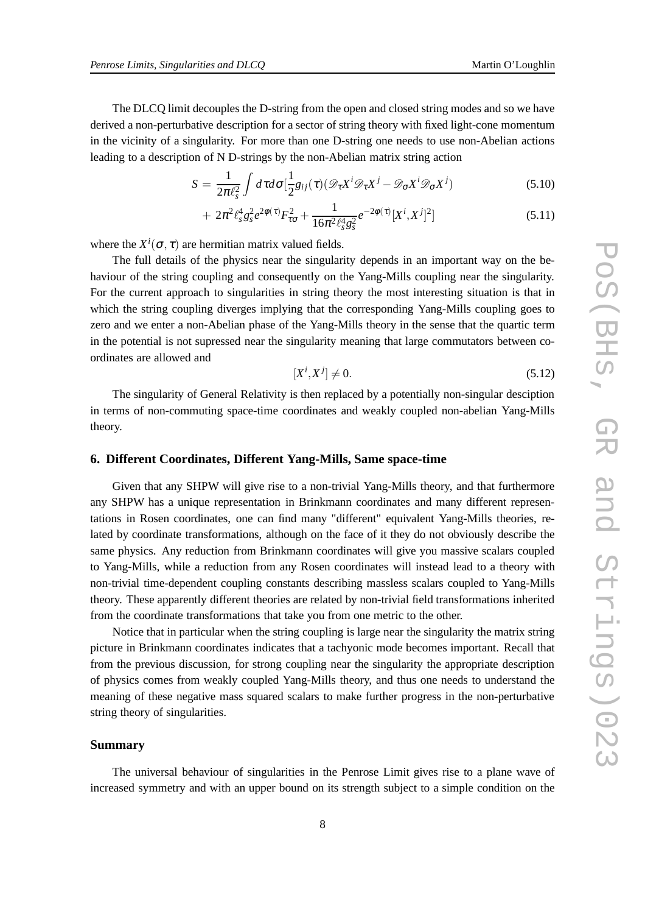The DLCQ limit decouples the D-string from the open and closed string modes and so we have derived a non-perturbative description for a sector of string theory with fixed light-cone momentum in the vicinity of a singularity. For more than one D-string one needs to use non-Abelian actions leading to a description of N D-strings by the non-Abelian matrix string action

$$S = \frac{1}{2\pi\ell_s^2}\int d\tau d\sigma [\frac{1}{2}g_{ij}(\tau)(\mathscr{D}_\tau X^i \mathscr{D}_\tau X^j - \mathscr{D}_\sigma X^i \mathscr{D}_\sigma X^j) \tag{5.10}$$

$$+\ 2\pi^2 \ell_s^4 g_s^2 e^{2\phi(\tau)} F_{\tau\sigma}^2 + \frac{1}{16\pi^2 \ell_s^4 g_s^2} e^{-2\phi(\tau)} [X^i, X^j]^2] \tag{5.11}$$

where the $X^i(\sigma,\tau)$ are hermitian matrix valued fields.

The full details of the physics near the singularity depends in an important way on the behaviour of the string coupling and consequently on the Yang-Mills coupling near the singularity. For the current approach to singularities in string theory the most interesting situation is that in which the string coupling diverges implying that the corresponding Yang-Mills coupling goes to zero and we enter a non-Abelian phase of the Yang-Mills theory in the sense that the quartic term in the potential is not supressed near the singularity meaning that large commutators between coordinates are allowed and

$$[X^i, X^j] \neq 0. \tag{5.12}$$

The singularity of General Relativity is then replaced by a potentially non-singular desciption in terms of non-commuting space-time coordinates and weakly coupled non-abelian Yang-Mills theory.

## 6. Different Coordinates, Different Yang-Mills, Same space-time

Given that any SHPW will give rise to a non-trivial Yang-Mills theory, and that furthermore any SHPW has a unique representation in Brinkmann coordinates and many different representations in Rosen coordinates, one can find many "different" equivalent Yang-Mills theories, related by coordinate transformations, although on the face of it they do not obviously describe the same physics. Any reduction from Brinkmann coordinates will give you massive scalars coupled to Yang-Mills, while a reduction from any Rosen coordinates will instead lead to a theory with non-trivial time-dependent coupling constants describing massless scalars coupled to Yang-Mills theory. These apparently different theories are related by non-trivial field transformations inherited from the coordinate transformations that take you from one metric to the other.

Notice that in particular when the string coupling is large near the singularity the matrix string picture in Brinkmann coordinates indicates that a tachyonic mode becomes important. Recall that from the previous discussion, for strong coupling near the singularity the appropriate description of physics comes from weakly coupled Yang-Mills theory, and thus one needs to understand the meaning of these negative mass squared scalars to make further progress in the non-perturbative string theory of singularities.

### Summary

The universal behaviour of singularities in the Penrose Limit gives rise to a plane wave of increased symmetry and with an upper bound on its strength subject to a simple condition on the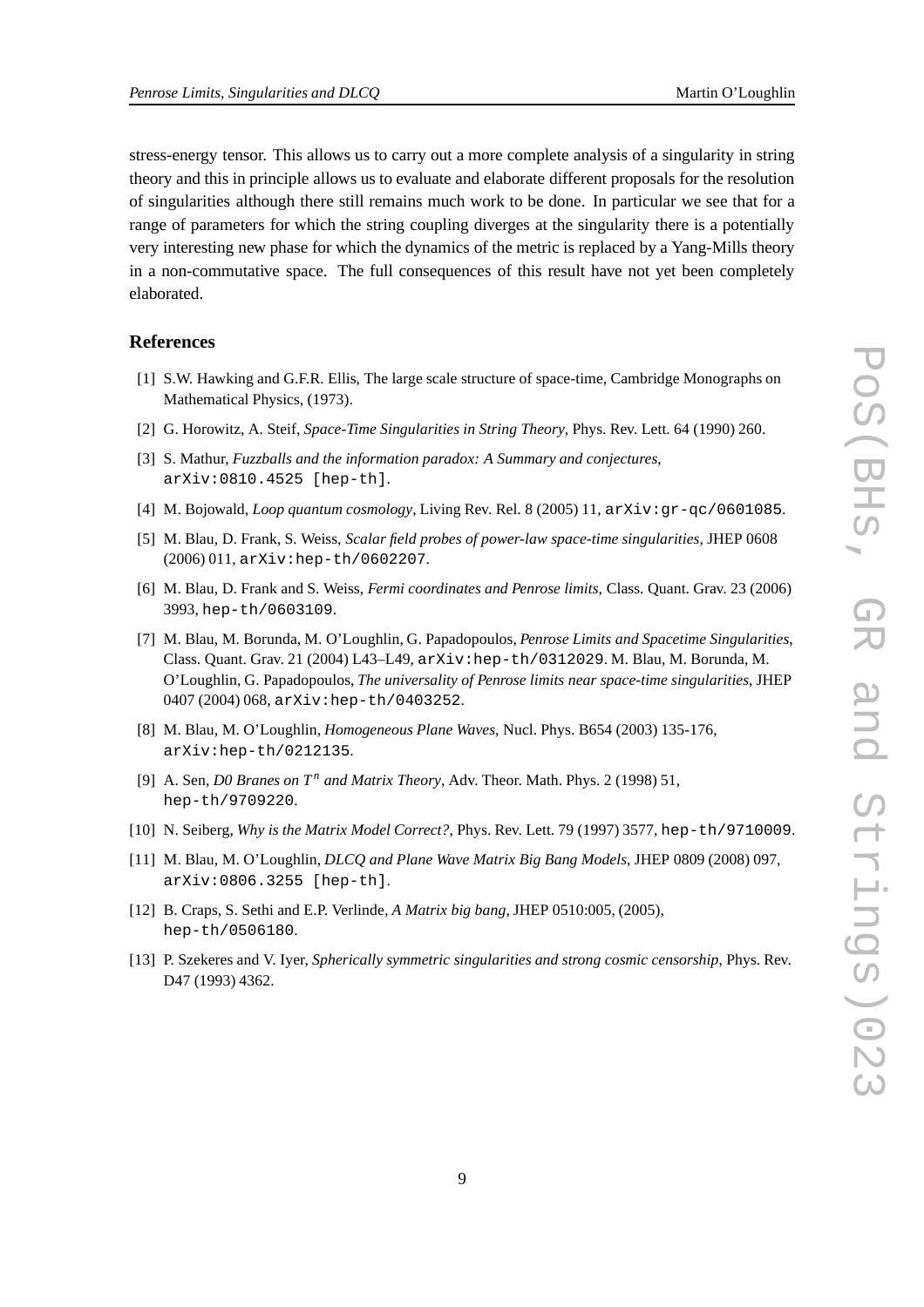stress-energy tensor. This allows us to carry out a more complete analysis of a singularity in string theory and this in principle allows us to evaluate and elaborate different proposals for the resolution of singularities although there still remains much work to be done. In particular we see that for a range of parameters for which the string coupling diverges at the singularity there is a potentially very interesting new phase for which the dynamics of the metric is replaced by a Yang-Mills theory in a non-commutative space. The full consequences of this result have not yet been completely elaborated.

## References

[1] S.W. Hawking and G.F.R. Ellis, The large scale structure of space-time, Cambridge Monographs on Mathematical Physics, (1973).

[2] G. Horowitz, A. Steif, *Space-Time Singularities in String Theory*, Phys. Rev. Lett. 64 (1990) 260.

[3] S. Mathur, *Fuzzballs and the information paradox: A Summary and conjectures*, arXiv:0810.4525 [hep-th].

[4] M. Bojowald, *Loop quantum cosmology*, Living Rev. Rel. 8 (2005) 11, arXiv:gr-qc/0601085.

[5] M. Blau, D. Frank, S. Weiss, *Scalar field probes of power-law space-time singularities*, JHEP 0608 (2006) 011, arXiv:hep-th/0602207.

[6] M. Blau, D. Frank and S. Weiss, *Fermi coordinates and Penrose limits*, Class. Quant. Grav. 23 (2006) 3993, hep-th/0603109.

[7] M. Blau, M. Borunda, M. O'Loughlin, G. Papadopoulos, *Penrose Limits and Spacetime Singularities*, Class. Quant. Grav. 21 (2004) L43–L49, arXiv:hep-th/0312029. M. Blau, M. Borunda, M. O'Loughlin, G. Papadopoulos, *The universality of Penrose limits near space-time singularities*, JHEP 0407 (2004) 068, arXiv:hep-th/0403252.

[8] M. Blau, M. O'Loughlin, *Homogeneous Plane Waves*, Nucl. Phys. B654 (2003) 135-176, arXiv:hep-th/0212135.

[9] A. Sen, *D0 Branes on $T^n$ and Matrix Theory*, Adv. Theor. Math. Phys. 2 (1998) 51, hep-th/9709220.

[10] N. Seiberg, *Why is the Matrix Model Correct?*, Phys. Rev. Lett. 79 (1997) 3577, hep-th/9710009.

[11] M. Blau, M. O'Loughlin, *DLCQ and Plane Wave Matrix Big Bang Models*, JHEP 0809 (2008) 097, arXiv:0806.3255 [hep-th].

[12] B. Craps, S. Sethi and E.P. Verlinde, *A Matrix big bang*, JHEP 0510:005, (2005), hep-th/0506180.

[13] P. Szekeres and V. Iyer, *Spherically symmetric singularities and strong cosmic censorship*, Phys. Rev. D47 (1993) 4362.